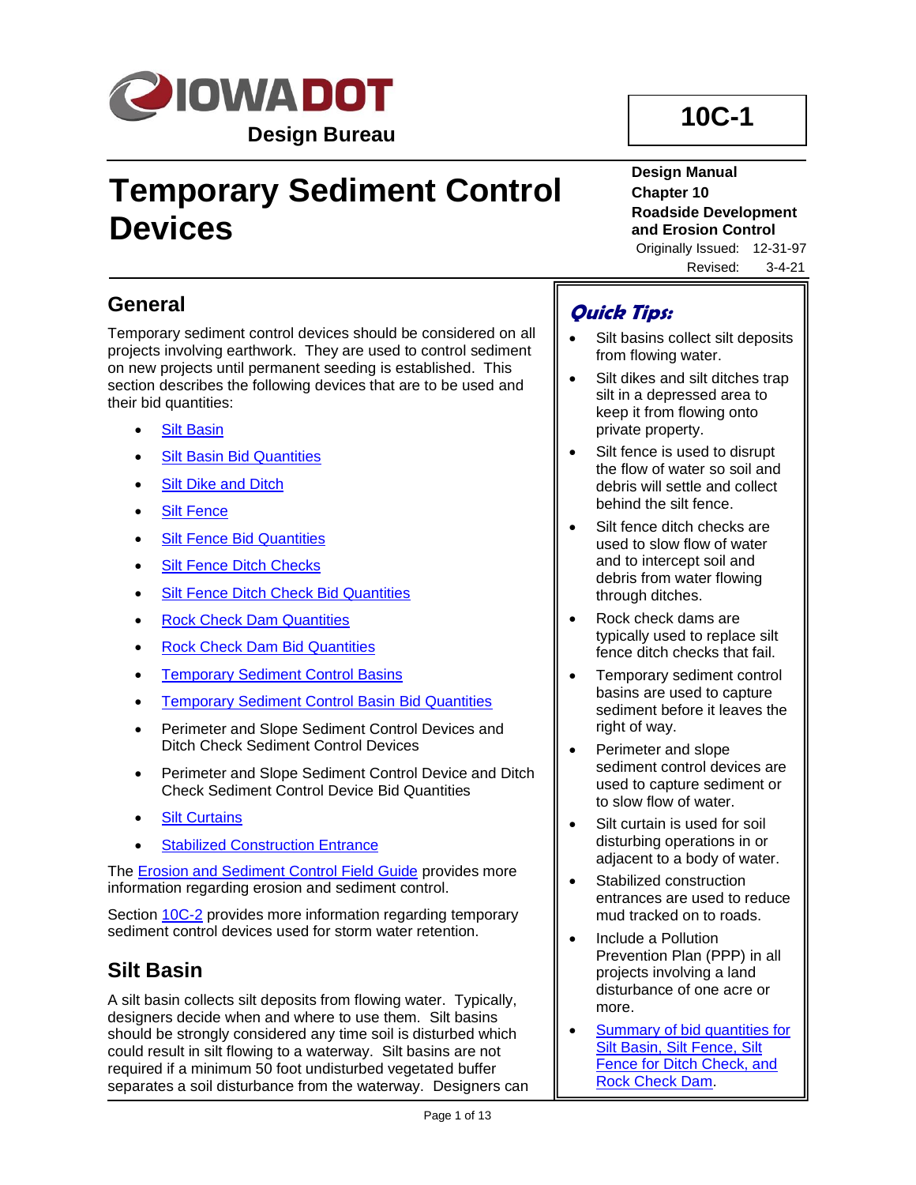IOWA DOT

Design Bureau

**10C-1**

# Temporary Sediment Control Devices

**Design Manual**
**Chapter 10**
**Roadside Development and Erosion Control**
Originally Issued: 12-31-97
Revised: 3-4-21

## General

Temporary sediment control devices should be considered on all projects involving earthwork. They are used to control sediment on new projects until permanent seeding is established. This section describes the following devices that are to be used and their bid quantities:

- Silt Basin
- Silt Basin Bid Quantities
- Silt Dike and Ditch
- Silt Fence
- Silt Fence Bid Quantities
- Silt Fence Ditch Checks
- Silt Fence Ditch Check Bid Quantities
- Rock Check Dam Quantities
- Rock Check Dam Bid Quantities
- Temporary Sediment Control Basins
- Temporary Sediment Control Basin Bid Quantities
- Perimeter and Slope Sediment Control Devices and Ditch Check Sediment Control Devices
- Perimeter and Slope Sediment Control Device and Ditch Check Sediment Control Device Bid Quantities
- Silt Curtains
- Stabilized Construction Entrance

The Erosion and Sediment Control Field Guide provides more information regarding erosion and sediment control.

Section 10C-2 provides more information regarding temporary sediment control devices used for storm water retention.

## Silt Basin

A silt basin collects silt deposits from flowing water. Typically, designers decide when and where to use them. Silt basins should be strongly considered any time soil is disturbed which could result in silt flowing to a waterway. Silt basins are not required if a minimum 50 foot undisturbed vegetated buffer separates a soil disturbance from the waterway. Designers can

***Quick Tips:***

- Silt basins collect silt deposits from flowing water.
- Silt dikes and silt ditches trap silt in a depressed area to keep it from flowing onto private property.
- Silt fence is used to disrupt the flow of water so soil and debris will settle and collect behind the silt fence.
- Silt fence ditch checks are used to slow flow of water and to intercept soil and debris from water flowing through ditches.
- Rock check dams are typically used to replace silt fence ditch checks that fail.
- Temporary sediment control basins are used to capture sediment before it leaves the right of way.
- Perimeter and slope sediment control devices are used to capture sediment or to slow flow of water.
- Silt curtain is used for soil disturbing operations in or adjacent to a body of water.
- Stabilized construction entrances are used to reduce mud tracked on to roads.
- Include a Pollution Prevention Plan (PPP) in all projects involving a land disturbance of one acre or more.
- Summary of bid quantities for Silt Basin, Silt Fence, Silt Fence for Ditch Check, and Rock Check Dam.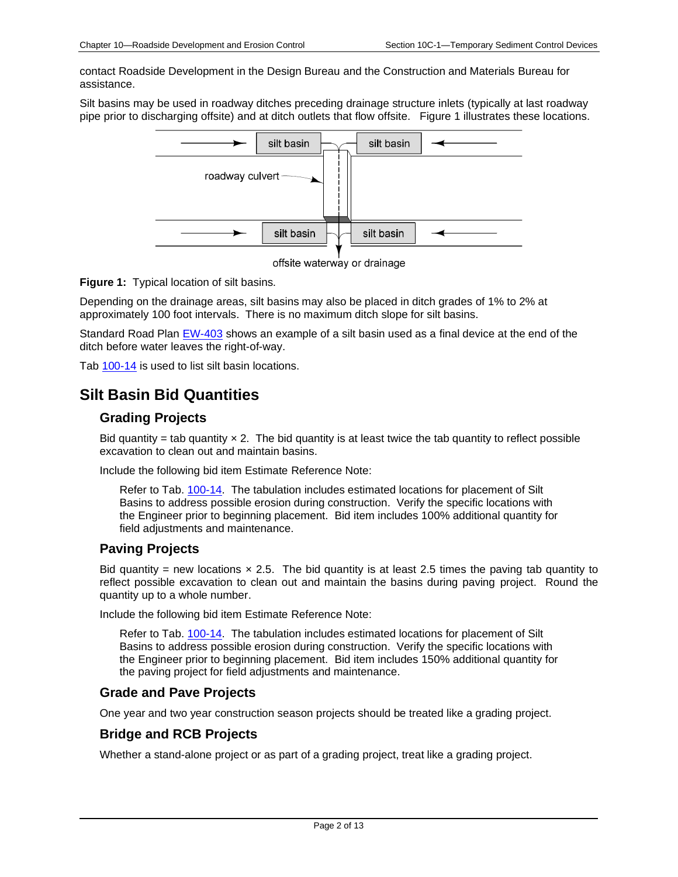contact Roadside Development in the Design Bureau and the Construction and Materials Bureau for assistance.

Silt basins may be used in roadway ditches preceding drainage structure inlets (typically at last roadway pipe prior to discharging offsite) and at ditch outlets that flow offsite. Figure 1 illustrates these locations.

**Figure 1:** Typical location of silt basins.

Depending on the drainage areas, silt basins may also be placed in ditch grades of 1% to 2% at approximately 100 foot intervals. There is no maximum ditch slope for silt basins.

Standard Road Plan EW-403 shows an example of a silt basin used as a final device at the end of the ditch before water leaves the right-of-way.

Tab 100-14 is used to list silt basin locations.

## Silt Basin Bid Quantities

### Grading Projects

Bid quantity = tab quantity × 2. The bid quantity is at least twice the tab quantity to reflect possible excavation to clean out and maintain basins.

Include the following bid item Estimate Reference Note:

> Refer to Tab. 100-14. The tabulation includes estimated locations for placement of Silt Basins to address possible erosion during construction. Verify the specific locations with the Engineer prior to beginning placement. Bid item includes 100% additional quantity for field adjustments and maintenance.

### Paving Projects

Bid quantity = new locations × 2.5. The bid quantity is at least 2.5 times the paving tab quantity to reflect possible excavation to clean out and maintain the basins during paving project. Round the quantity up to a whole number.

Include the following bid item Estimate Reference Note:

> Refer to Tab. 100-14. The tabulation includes estimated locations for placement of Silt Basins to address possible erosion during construction. Verify the specific locations with the Engineer prior to beginning placement. Bid item includes 150% additional quantity for the paving project for field adjustments and maintenance.

### Grade and Pave Projects

One year and two year construction season projects should be treated like a grading project.

### Bridge and RCB Projects

Whether a stand-alone project or as part of a grading project, treat like a grading project.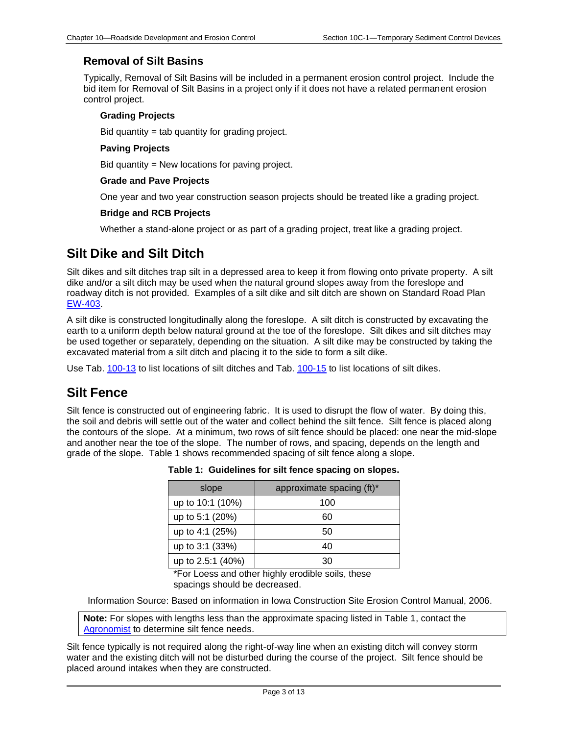### Removal of Silt Basins

Typically, Removal of Silt Basins will be included in a permanent erosion control project. Include the bid item for Removal of Silt Basins in a project only if it does not have a related permanent erosion control project.

#### Grading Projects

Bid quantity = tab quantity for grading project.

#### Paving Projects

Bid quantity = New locations for paving project.

#### Grade and Pave Projects

One year and two year construction season projects should be treated like a grading project.

#### Bridge and RCB Projects

Whether a stand-alone project or as part of a grading project, treat like a grading project.

## Silt Dike and Silt Ditch

Silt dikes and silt ditches trap silt in a depressed area to keep it from flowing onto private property. A silt dike and/or a silt ditch may be used when the natural ground slopes away from the foreslope and roadway ditch is not provided. Examples of a silt dike and silt ditch are shown on Standard Road Plan EW-403.

A silt dike is constructed longitudinally along the foreslope. A silt ditch is constructed by excavating the earth to a uniform depth below natural ground at the toe of the foreslope. Silt dikes and silt ditches may be used together or separately, depending on the situation. A silt dike may be constructed by taking the excavated material from a silt ditch and placing it to the side to form a silt dike.

Use Tab. 100-13 to list locations of silt ditches and Tab. 100-15 to list locations of silt dikes.

## Silt Fence

Silt fence is constructed out of engineering fabric. It is used to disrupt the flow of water. By doing this, the soil and debris will settle out of the water and collect behind the silt fence. Silt fence is placed along the contours of the slope. At a minimum, two rows of silt fence should be placed: one near the mid-slope and another near the toe of the slope. The number of rows, and spacing, depends on the length and grade of the slope. Table 1 shows recommended spacing of silt fence along a slope.

**Table 1: Guidelines for silt fence spacing on slopes.**

| slope | approximate spacing (ft)* |
|---|---|
| up to 10:1 (10%) | 100 |
| up to 5:1 (20%) | 60 |
| up to 4:1 (25%) | 50 |
| up to 3:1 (33%) | 40 |
| up to 2.5:1 (40%) | 30 |

*For Loess and other highly erodible soils, these spacings should be decreased.

Information Source: Based on information in Iowa Construction Site Erosion Control Manual, 2006.

**Note:** For slopes with lengths less than the approximate spacing listed in Table 1, contact the Agronomist to determine silt fence needs.

Silt fence typically is not required along the right-of-way line when an existing ditch will convey storm water and the existing ditch will not be disturbed during the course of the project. Silt fence should be placed around intakes when they are constructed.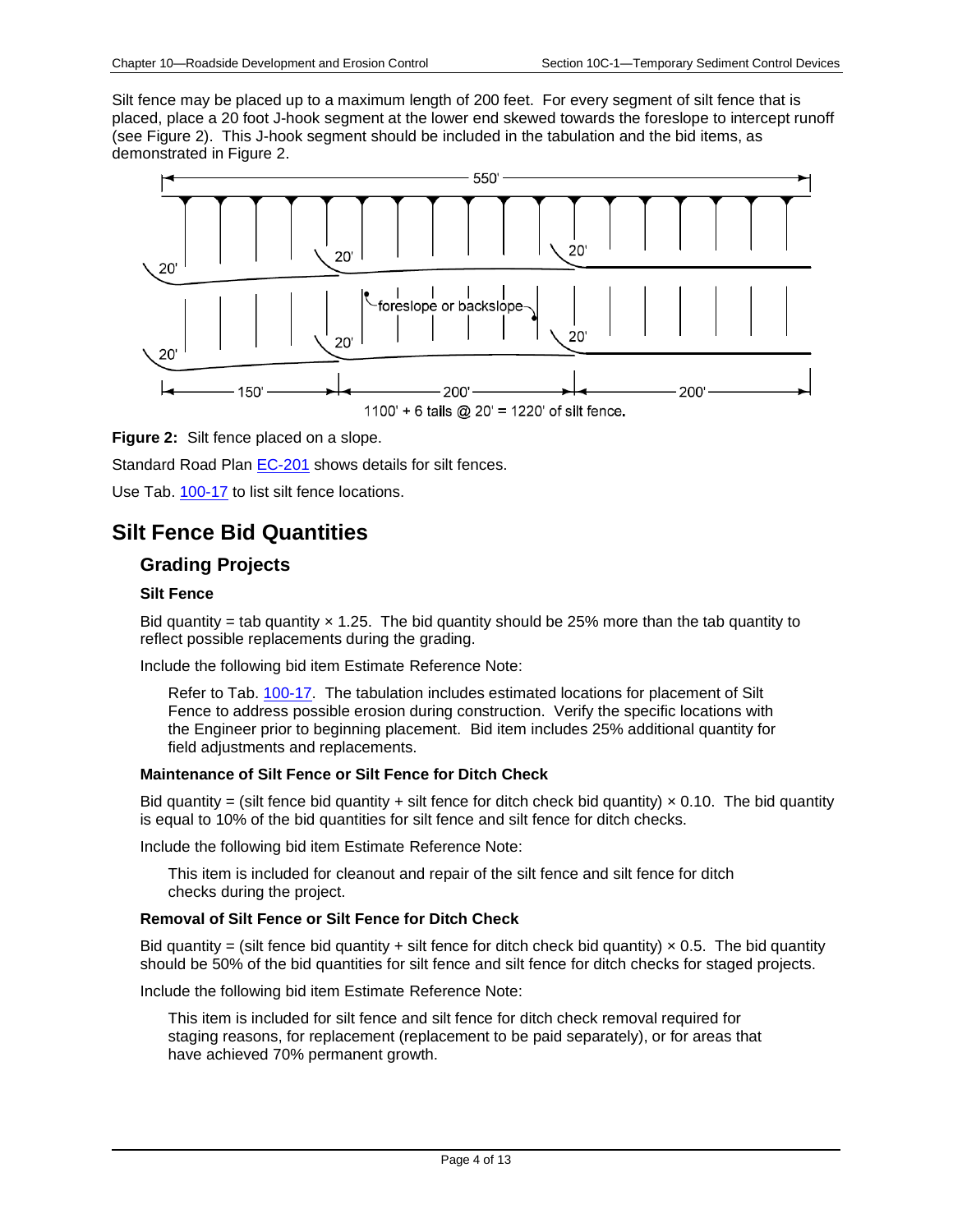Silt fence may be placed up to a maximum length of 200 feet. For every segment of silt fence that is placed, place a 20 foot J-hook segment at the lower end skewed towards the foreslope to intercept runoff (see Figure 2). This J-hook segment should be included in the tabulation and the bid items, as demonstrated in Figure 2.

1100' + 6 tails @ 20' = 1220' of silt fence.

**Figure 2:** Silt fence placed on a slope.

Standard Road Plan EC-201 shows details for silt fences.

Use Tab. 100-17 to list silt fence locations.

# Silt Fence Bid Quantities

## Grading Projects

### Silt Fence

Bid quantity = tab quantity × 1.25. The bid quantity should be 25% more than the tab quantity to reflect possible replacements during the grading.

Include the following bid item Estimate Reference Note:

> Refer to Tab. 100-17. The tabulation includes estimated locations for placement of Silt Fence to address possible erosion during construction. Verify the specific locations with the Engineer prior to beginning placement. Bid item includes 25% additional quantity for field adjustments and replacements.

### Maintenance of Silt Fence or Silt Fence for Ditch Check

Bid quantity = (silt fence bid quantity + silt fence for ditch check bid quantity) × 0.10. The bid quantity is equal to 10% of the bid quantities for silt fence and silt fence for ditch checks.

Include the following bid item Estimate Reference Note:

> This item is included for cleanout and repair of the silt fence and silt fence for ditch checks during the project.

### Removal of Silt Fence or Silt Fence for Ditch Check

Bid quantity = (silt fence bid quantity + silt fence for ditch check bid quantity) × 0.5. The bid quantity should be 50% of the bid quantities for silt fence and silt fence for ditch checks for staged projects.

Include the following bid item Estimate Reference Note:

> This item is included for silt fence and silt fence for ditch check removal required for staging reasons, for replacement (replacement to be paid separately), or for areas that have achieved 70% permanent growth.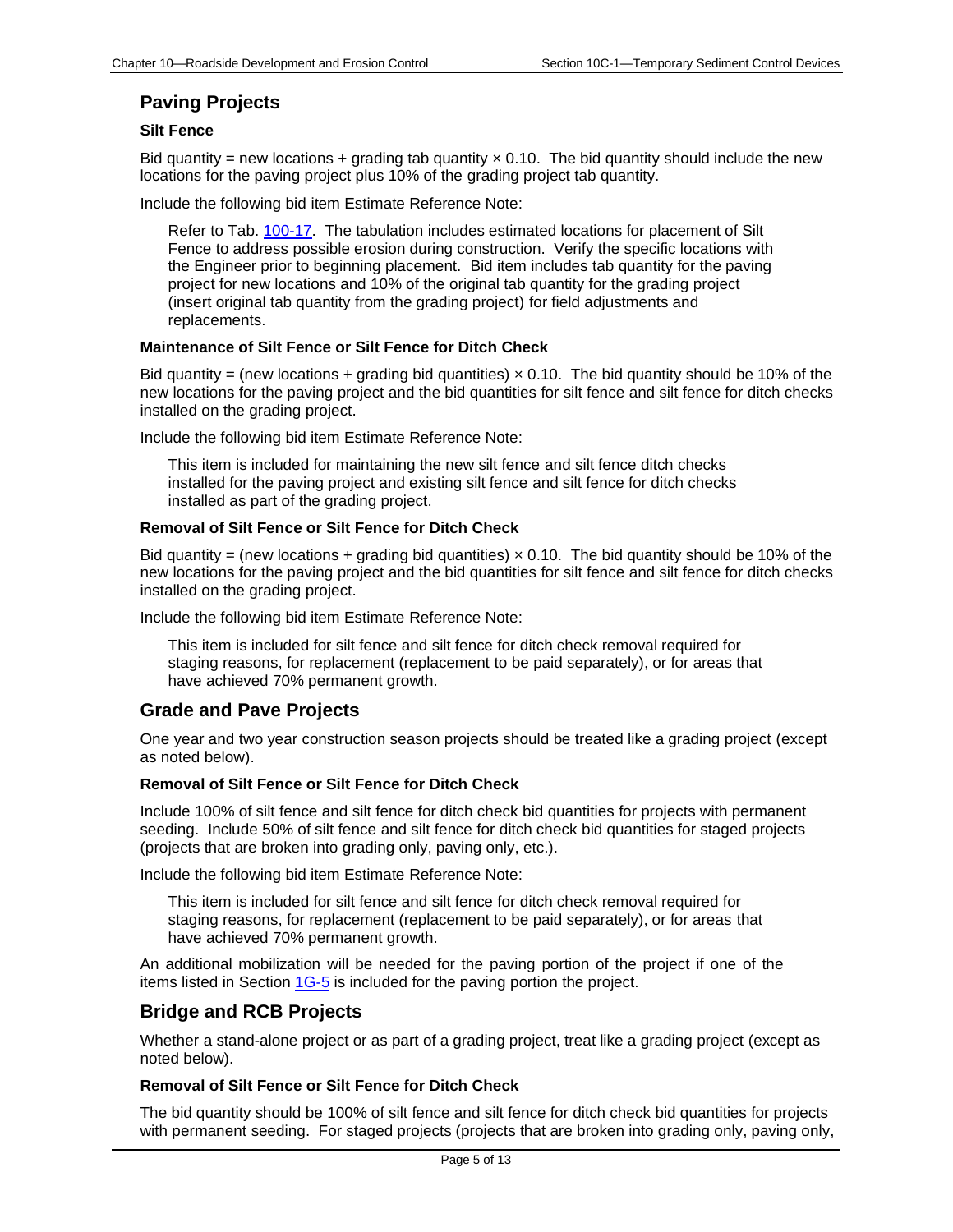## Paving Projects

### Silt Fence

Bid quantity = new locations + grading tab quantity × 0.10. The bid quantity should include the new locations for the paving project plus 10% of the grading project tab quantity.

Include the following bid item Estimate Reference Note:

> Refer to Tab. 100-17. The tabulation includes estimated locations for placement of Silt Fence to address possible erosion during construction. Verify the specific locations with the Engineer prior to beginning placement. Bid item includes tab quantity for the paving project for new locations and 10% of the original tab quantity for the grading project (insert original tab quantity from the grading project) for field adjustments and replacements.

### Maintenance of Silt Fence or Silt Fence for Ditch Check

Bid quantity = (new locations + grading bid quantities) × 0.10. The bid quantity should be 10% of the new locations for the paving project and the bid quantities for silt fence and silt fence for ditch checks installed on the grading project.

Include the following bid item Estimate Reference Note:

> This item is included for maintaining the new silt fence and silt fence ditch checks installed for the paving project and existing silt fence and silt fence for ditch checks installed as part of the grading project.

### Removal of Silt Fence or Silt Fence for Ditch Check

Bid quantity = (new locations + grading bid quantities) × 0.10. The bid quantity should be 10% of the new locations for the paving project and the bid quantities for silt fence and silt fence for ditch checks installed on the grading project.

Include the following bid item Estimate Reference Note:

> This item is included for silt fence and silt fence for ditch check removal required for staging reasons, for replacement (replacement to be paid separately), or for areas that have achieved 70% permanent growth.

## Grade and Pave Projects

One year and two year construction season projects should be treated like a grading project (except as noted below).

### Removal of Silt Fence or Silt Fence for Ditch Check

Include 100% of silt fence and silt fence for ditch check bid quantities for projects with permanent seeding. Include 50% of silt fence and silt fence for ditch check bid quantities for staged projects (projects that are broken into grading only, paving only, etc.).

Include the following bid item Estimate Reference Note:

> This item is included for silt fence and silt fence for ditch check removal required for staging reasons, for replacement (replacement to be paid separately), or for areas that have achieved 70% permanent growth.

An additional mobilization will be needed for the paving portion of the project if one of the items listed in Section 1G-5 is included for the paving portion the project.

## Bridge and RCB Projects

Whether a stand-alone project or as part of a grading project, treat like a grading project (except as noted below).

### Removal of Silt Fence or Silt Fence for Ditch Check

The bid quantity should be 100% of silt fence and silt fence for ditch check bid quantities for projects with permanent seeding. For staged projects (projects that are broken into grading only, paving only,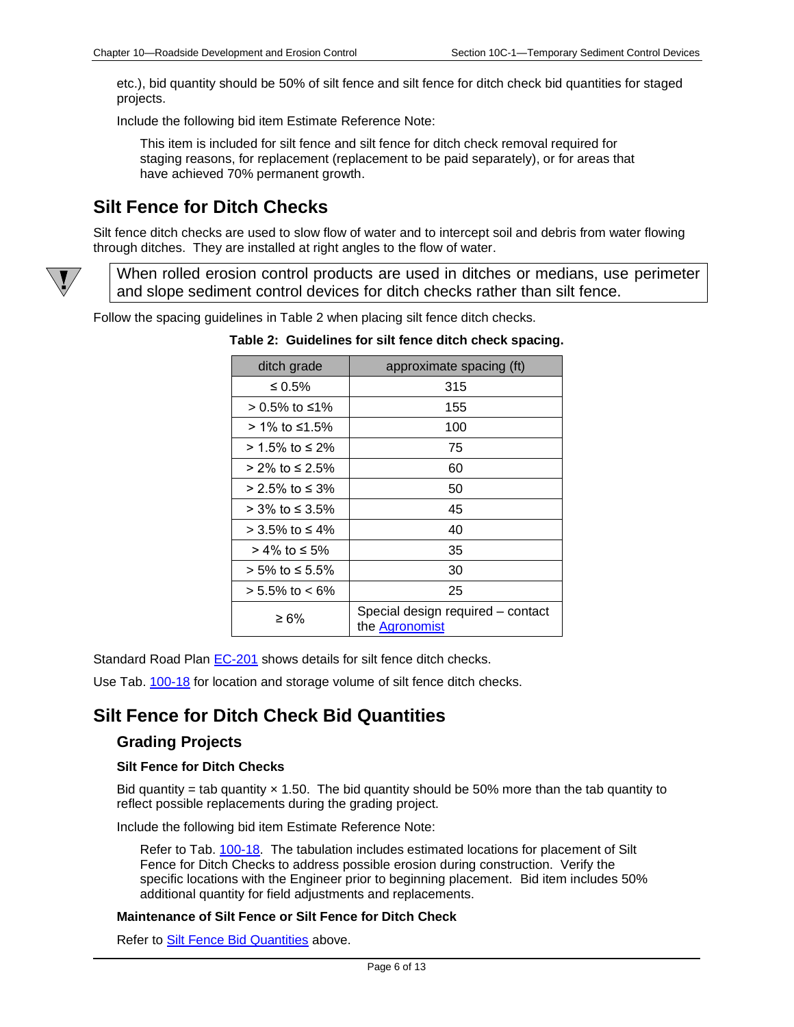etc.), bid quantity should be 50% of silt fence and silt fence for ditch check bid quantities for staged projects.

Include the following bid item Estimate Reference Note:

> This item is included for silt fence and silt fence for ditch check removal required for staging reasons, for replacement (replacement to be paid separately), or for areas that have achieved 70% permanent growth.

## Silt Fence for Ditch Checks

Silt fence ditch checks are used to slow flow of water and to intercept soil and debris from water flowing through ditches. They are installed at right angles to the flow of water.

> When rolled erosion control products are used in ditches or medians, use perimeter and slope sediment control devices for ditch checks rather than silt fence.

Follow the spacing guidelines in Table 2 when placing silt fence ditch checks.

**Table 2: Guidelines for silt fence ditch check spacing.**

| ditch grade | approximate spacing (ft) |
|---|---|
| ≤ 0.5% | 315 |
| > 0.5% to ≤1% | 155 |
| > 1% to ≤1.5% | 100 |
| > 1.5% to ≤ 2% | 75 |
| > 2% to ≤ 2.5% | 60 |
| > 2.5% to ≤ 3% | 50 |
| > 3% to ≤ 3.5% | 45 |
| > 3.5% to ≤ 4% | 40 |
| > 4% to ≤ 5% | 35 |
| > 5% to ≤ 5.5% | 30 |
| > 5.5% to < 6% | 25 |
| ≥ 6% | Special design required – contact the Agronomist |

Standard Road Plan EC-201 shows details for silt fence ditch checks.

Use Tab. 100-18 for location and storage volume of silt fence ditch checks.

## Silt Fence for Ditch Check Bid Quantities

### Grading Projects

#### Silt Fence for Ditch Checks

Bid quantity = tab quantity × 1.50. The bid quantity should be 50% more than the tab quantity to reflect possible replacements during the grading project.

Include the following bid item Estimate Reference Note:

> Refer to Tab. 100-18. The tabulation includes estimated locations for placement of Silt Fence for Ditch Checks to address possible erosion during construction. Verify the specific locations with the Engineer prior to beginning placement. Bid item includes 50% additional quantity for field adjustments and replacements.

#### Maintenance of Silt Fence or Silt Fence for Ditch Check

Refer to Silt Fence Bid Quantities above.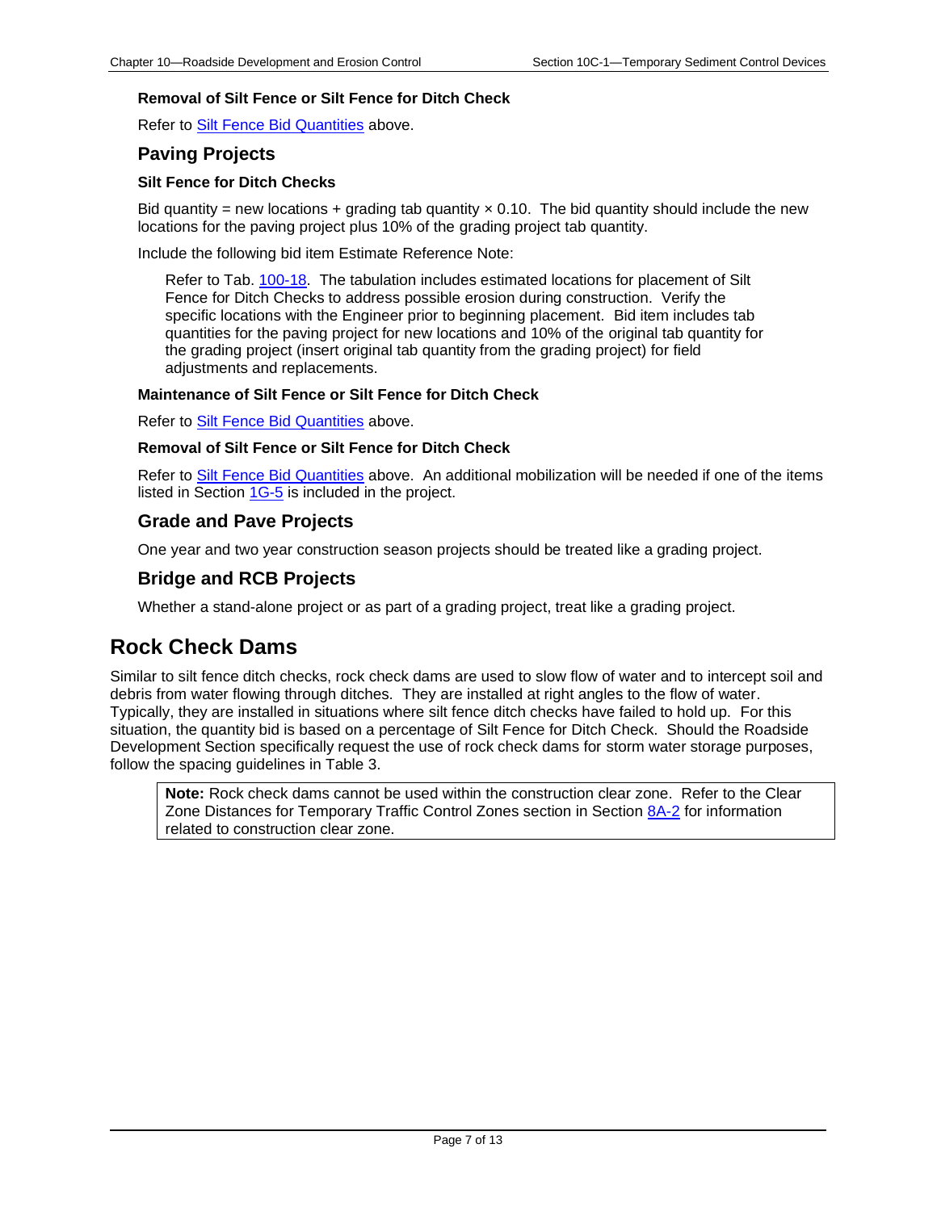#### Removal of Silt Fence or Silt Fence for Ditch Check

Refer to Silt Fence Bid Quantities above.

### Paving Projects

#### Silt Fence for Ditch Checks

Bid quantity = new locations + grading tab quantity × 0.10. The bid quantity should include the new locations for the paving project plus 10% of the grading project tab quantity.

Include the following bid item Estimate Reference Note:

> Refer to Tab. 100-18. The tabulation includes estimated locations for placement of Silt Fence for Ditch Checks to address possible erosion during construction. Verify the specific locations with the Engineer prior to beginning placement. Bid item includes tab quantities for the paving project for new locations and 10% of the original tab quantity for the grading project (insert original tab quantity from the grading project) for field adjustments and replacements.

#### Maintenance of Silt Fence or Silt Fence for Ditch Check

Refer to Silt Fence Bid Quantities above.

#### Removal of Silt Fence or Silt Fence for Ditch Check

Refer to Silt Fence Bid Quantities above. An additional mobilization will be needed if one of the items listed in Section 1G-5 is included in the project.

### Grade and Pave Projects

One year and two year construction season projects should be treated like a grading project.

### Bridge and RCB Projects

Whether a stand-alone project or as part of a grading project, treat like a grading project.

## Rock Check Dams

Similar to silt fence ditch checks, rock check dams are used to slow flow of water and to intercept soil and debris from water flowing through ditches. They are installed at right angles to the flow of water. Typically, they are installed in situations where silt fence ditch checks have failed to hold up. For this situation, the quantity bid is based on a percentage of Silt Fence for Ditch Check. Should the Roadside Development Section specifically request the use of rock check dams for storm water storage purposes, follow the spacing guidelines in Table 3.

> **Note:** Rock check dams cannot be used within the construction clear zone. Refer to the Clear Zone Distances for Temporary Traffic Control Zones section in Section 8A-2 for information related to construction clear zone.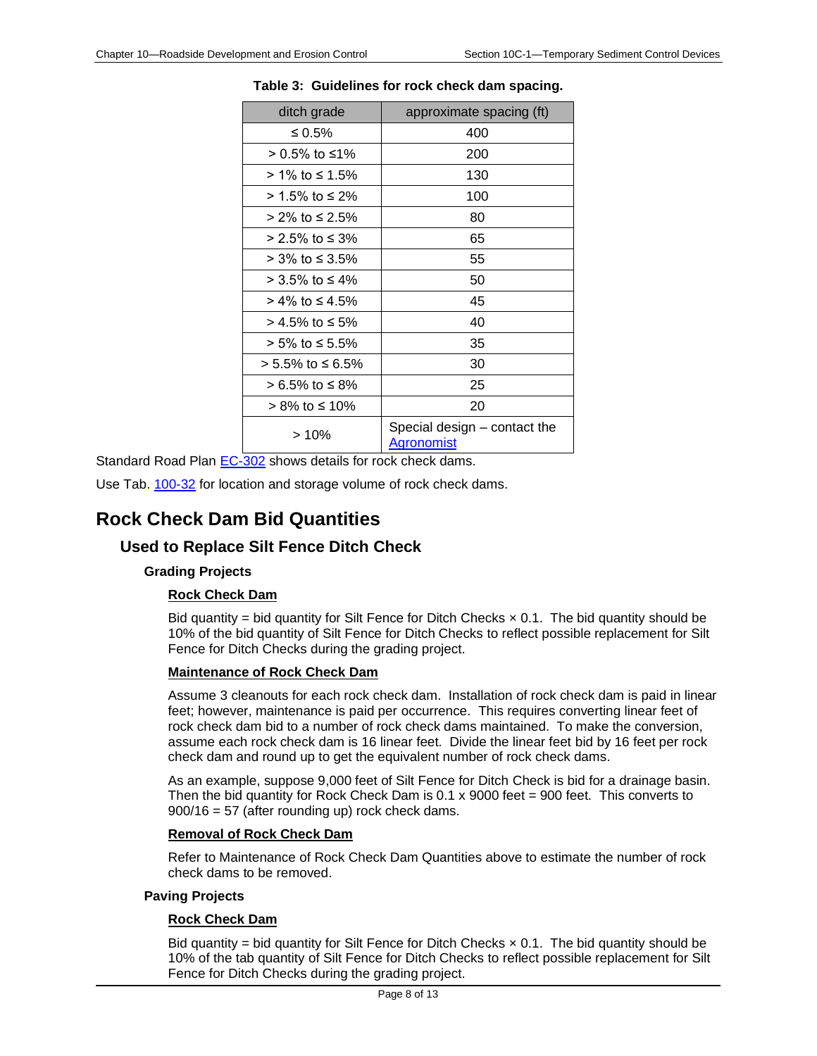**Table 3: Guidelines for rock check dam spacing.**

| ditch grade | approximate spacing (ft) |
|---|---|
| ≤ 0.5% | 400 |
| > 0.5% to ≤1% | 200 |
| > 1% to ≤ 1.5% | 130 |
| > 1.5% to ≤ 2% | 100 |
| > 2% to ≤ 2.5% | 80 |
| > 2.5% to ≤ 3% | 65 |
| > 3% to ≤ 3.5% | 55 |
| > 3.5% to ≤ 4% | 50 |
| > 4% to ≤ 4.5% | 45 |
| > 4.5% to ≤ 5% | 40 |
| > 5% to ≤ 5.5% | 35 |
| > 5.5% to ≤ 6.5% | 30 |
| > 6.5% to ≤ 8% | 25 |
| > 8% to ≤ 10% | 20 |
| > 10% | Special design – contact the Agronomist |

Standard Road Plan EC-302 shows details for rock check dams.

Use Tab. 100-32 for location and storage volume of rock check dams.

# Rock Check Dam Bid Quantities

## Used to Replace Silt Fence Ditch Check

### Grading Projects

#### Rock Check Dam

Bid quantity = bid quantity for Silt Fence for Ditch Checks × 0.1. The bid quantity should be 10% of the bid quantity of Silt Fence for Ditch Checks to reflect possible replacement for Silt Fence for Ditch Checks during the grading project.

#### Maintenance of Rock Check Dam

Assume 3 cleanouts for each rock check dam. Installation of rock check dam is paid in linear feet; however, maintenance is paid per occurrence. This requires converting linear feet of rock check dam bid to a number of rock check dams maintained. To make the conversion, assume each rock check dam is 16 linear feet. Divide the linear feet bid by 16 feet per rock check dam and round up to get the equivalent number of rock check dams.

As an example, suppose 9,000 feet of Silt Fence for Ditch Check is bid for a drainage basin. Then the bid quantity for Rock Check Dam is 0.1 x 9000 feet = 900 feet. This converts to 900/16 = 57 (after rounding up) rock check dams.

#### Removal of Rock Check Dam

Refer to Maintenance of Rock Check Dam Quantities above to estimate the number of rock check dams to be removed.

### Paving Projects

#### Rock Check Dam

Bid quantity = bid quantity for Silt Fence for Ditch Checks × 0.1. The bid quantity should be 10% of the tab quantity of Silt Fence for Ditch Checks to reflect possible replacement for Silt Fence for Ditch Checks during the grading project.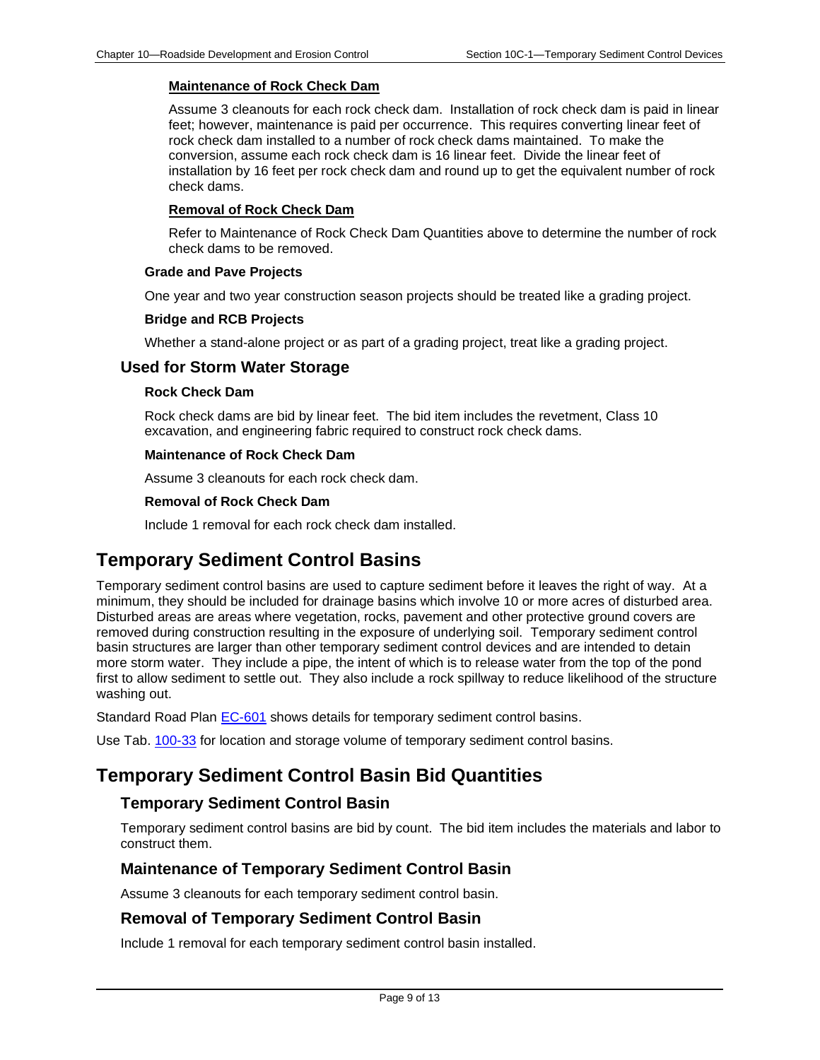#### Maintenance of Rock Check Dam

Assume 3 cleanouts for each rock check dam. Installation of rock check dam is paid in linear feet; however, maintenance is paid per occurrence. This requires converting linear feet of rock check dam installed to a number of rock check dams maintained. To make the conversion, assume each rock check dam is 16 linear feet. Divide the linear feet of installation by 16 feet per rock check dam and round up to get the equivalent number of rock check dams.

#### Removal of Rock Check Dam

Refer to Maintenance of Rock Check Dam Quantities above to determine the number of rock check dams to be removed.

### Grade and Pave Projects

One year and two year construction season projects should be treated like a grading project.

### Bridge and RCB Projects

Whether a stand-alone project or as part of a grading project, treat like a grading project.

## Used for Storm Water Storage

### Rock Check Dam

Rock check dams are bid by linear feet. The bid item includes the revetment, Class 10 excavation, and engineering fabric required to construct rock check dams.

### Maintenance of Rock Check Dam

Assume 3 cleanouts for each rock check dam.

### Removal of Rock Check Dam

Include 1 removal for each rock check dam installed.

# Temporary Sediment Control Basins

Temporary sediment control basins are used to capture sediment before it leaves the right of way. At a minimum, they should be included for drainage basins which involve 10 or more acres of disturbed area. Disturbed areas are areas where vegetation, rocks, pavement and other protective ground covers are removed during construction resulting in the exposure of underlying soil. Temporary sediment control basin structures are larger than other temporary sediment control devices and are intended to detain more storm water. They include a pipe, the intent of which is to release water from the top of the pond first to allow sediment to settle out. They also include a rock spillway to reduce likelihood of the structure washing out.

Standard Road Plan EC-601 shows details for temporary sediment control basins.

Use Tab. 100-33 for location and storage volume of temporary sediment control basins.

# Temporary Sediment Control Basin Bid Quantities

## Temporary Sediment Control Basin

Temporary sediment control basins are bid by count. The bid item includes the materials and labor to construct them.

## Maintenance of Temporary Sediment Control Basin

Assume 3 cleanouts for each temporary sediment control basin.

## Removal of Temporary Sediment Control Basin

Include 1 removal for each temporary sediment control basin installed.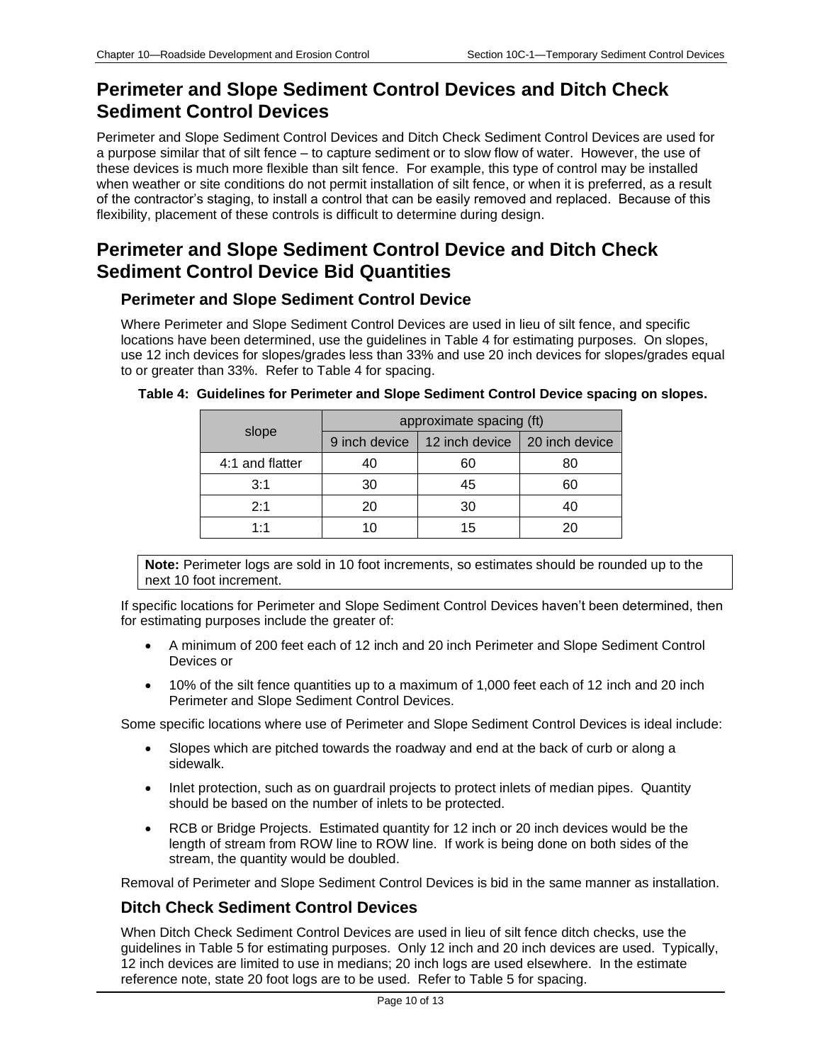# Perimeter and Slope Sediment Control Devices and Ditch Check Sediment Control Devices

Perimeter and Slope Sediment Control Devices and Ditch Check Sediment Control Devices are used for a purpose similar that of silt fence – to capture sediment or to slow flow of water. However, the use of these devices is much more flexible than silt fence. For example, this type of control may be installed when weather or site conditions do not permit installation of silt fence, or when it is preferred, as a result of the contractor's staging, to install a control that can be easily removed and replaced. Because of this flexibility, placement of these controls is difficult to determine during design.

# Perimeter and Slope Sediment Control Device and Ditch Check Sediment Control Device Bid Quantities

## Perimeter and Slope Sediment Control Device

Where Perimeter and Slope Sediment Control Devices are used in lieu of silt fence, and specific locations have been determined, use the guidelines in Table 4 for estimating purposes. On slopes, use 12 inch devices for slopes/grades less than 33% and use 20 inch devices for slopes/grades equal to or greater than 33%. Refer to Table 4 for spacing.

**Table 4: Guidelines for Perimeter and Slope Sediment Control Device spacing on slopes.**

| slope | approximate spacing (ft) | | |
|---|---|---|---|
| | 9 inch device | 12 inch device | 20 inch device |
| 4:1 and flatter | 40 | 60 | 80 |
| 3:1 | 30 | 45 | 60 |
| 2:1 | 20 | 30 | 40 |
| 1:1 | 10 | 15 | 20 |

**Note:** Perimeter logs are sold in 10 foot increments, so estimates should be rounded up to the next 10 foot increment.

If specific locations for Perimeter and Slope Sediment Control Devices haven't been determined, then for estimating purposes include the greater of:

- A minimum of 200 feet each of 12 inch and 20 inch Perimeter and Slope Sediment Control Devices or
- 10% of the silt fence quantities up to a maximum of 1,000 feet each of 12 inch and 20 inch Perimeter and Slope Sediment Control Devices.

Some specific locations where use of Perimeter and Slope Sediment Control Devices is ideal include:

- Slopes which are pitched towards the roadway and end at the back of curb or along a sidewalk.
- Inlet protection, such as on guardrail projects to protect inlets of median pipes. Quantity should be based on the number of inlets to be protected.
- RCB or Bridge Projects. Estimated quantity for 12 inch or 20 inch devices would be the length of stream from ROW line to ROW line. If work is being done on both sides of the stream, the quantity would be doubled.

Removal of Perimeter and Slope Sediment Control Devices is bid in the same manner as installation.

## Ditch Check Sediment Control Devices

When Ditch Check Sediment Control Devices are used in lieu of silt fence ditch checks, use the guidelines in Table 5 for estimating purposes. Only 12 inch and 20 inch devices are used. Typically, 12 inch devices are limited to use in medians; 20 inch logs are used elsewhere. In the estimate reference note, state 20 foot logs are to be used. Refer to Table 5 for spacing.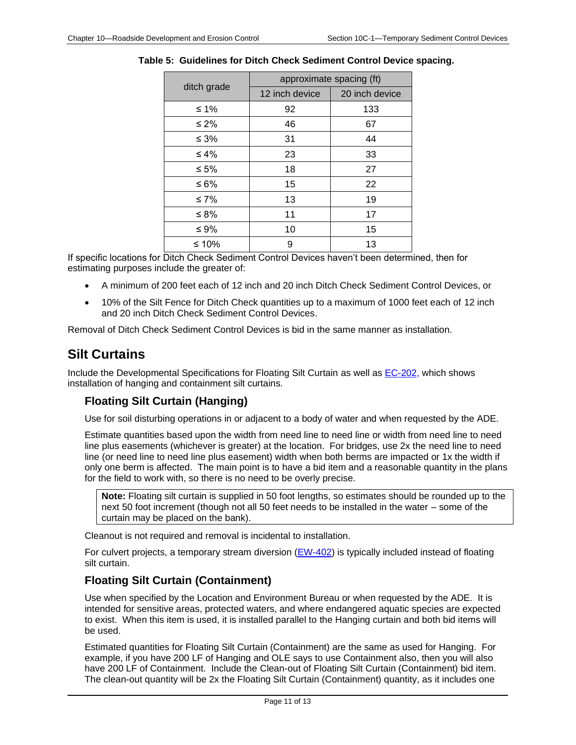**Table 5: Guidelines for Ditch Check Sediment Control Device spacing.**

| ditch grade | approximate spacing (ft) | |
|---|---|---|
| | 12 inch device | 20 inch device |
| ≤ 1% | 92 | 133 |
| ≤ 2% | 46 | 67 |
| ≤ 3% | 31 | 44 |
| ≤ 4% | 23 | 33 |
| ≤ 5% | 18 | 27 |
| ≤ 6% | 15 | 22 |
| ≤ 7% | 13 | 19 |
| ≤ 8% | 11 | 17 |
| ≤ 9% | 10 | 15 |
| ≤ 10% | 9 | 13 |

If specific locations for Ditch Check Sediment Control Devices haven't been determined, then for estimating purposes include the greater of:

- A minimum of 200 feet each of 12 inch and 20 inch Ditch Check Sediment Control Devices, or
- 10% of the Silt Fence for Ditch Check quantities up to a maximum of 1000 feet each of 12 inch and 20 inch Ditch Check Sediment Control Devices.

Removal of Ditch Check Sediment Control Devices is bid in the same manner as installation.

# Silt Curtains

Include the Developmental Specifications for Floating Silt Curtain as well as EC-202, which shows installation of hanging and containment silt curtains.

## Floating Silt Curtain (Hanging)

Use for soil disturbing operations in or adjacent to a body of water and when requested by the ADE.

Estimate quantities based upon the width from need line to need line or width from need line to need line plus easements (whichever is greater) at the location. For bridges, use 2x the need line to need line (or need line to need line plus easement) width when both berms are impacted or 1x the width if only one berm is affected. The main point is to have a bid item and a reasonable quantity in the plans for the field to work with, so there is no need to be overly precise.

> **Note:** Floating silt curtain is supplied in 50 foot lengths, so estimates should be rounded up to the next 50 foot increment (though not all 50 feet needs to be installed in the water – some of the curtain may be placed on the bank).

Cleanout is not required and removal is incidental to installation.

For culvert projects, a temporary stream diversion (EW-402) is typically included instead of floating silt curtain.

## Floating Silt Curtain (Containment)

Use when specified by the Location and Environment Bureau or when requested by the ADE. It is intended for sensitive areas, protected waters, and where endangered aquatic species are expected to exist. When this item is used, it is installed parallel to the Hanging curtain and both bid items will be used.

Estimated quantities for Floating Silt Curtain (Containment) are the same as used for Hanging. For example, if you have 200 LF of Hanging and OLE says to use Containment also, then you will also have 200 LF of Containment. Include the Clean-out of Floating Silt Curtain (Containment) bid item. The clean-out quantity will be 2x the Floating Silt Curtain (Containment) quantity, as it includes one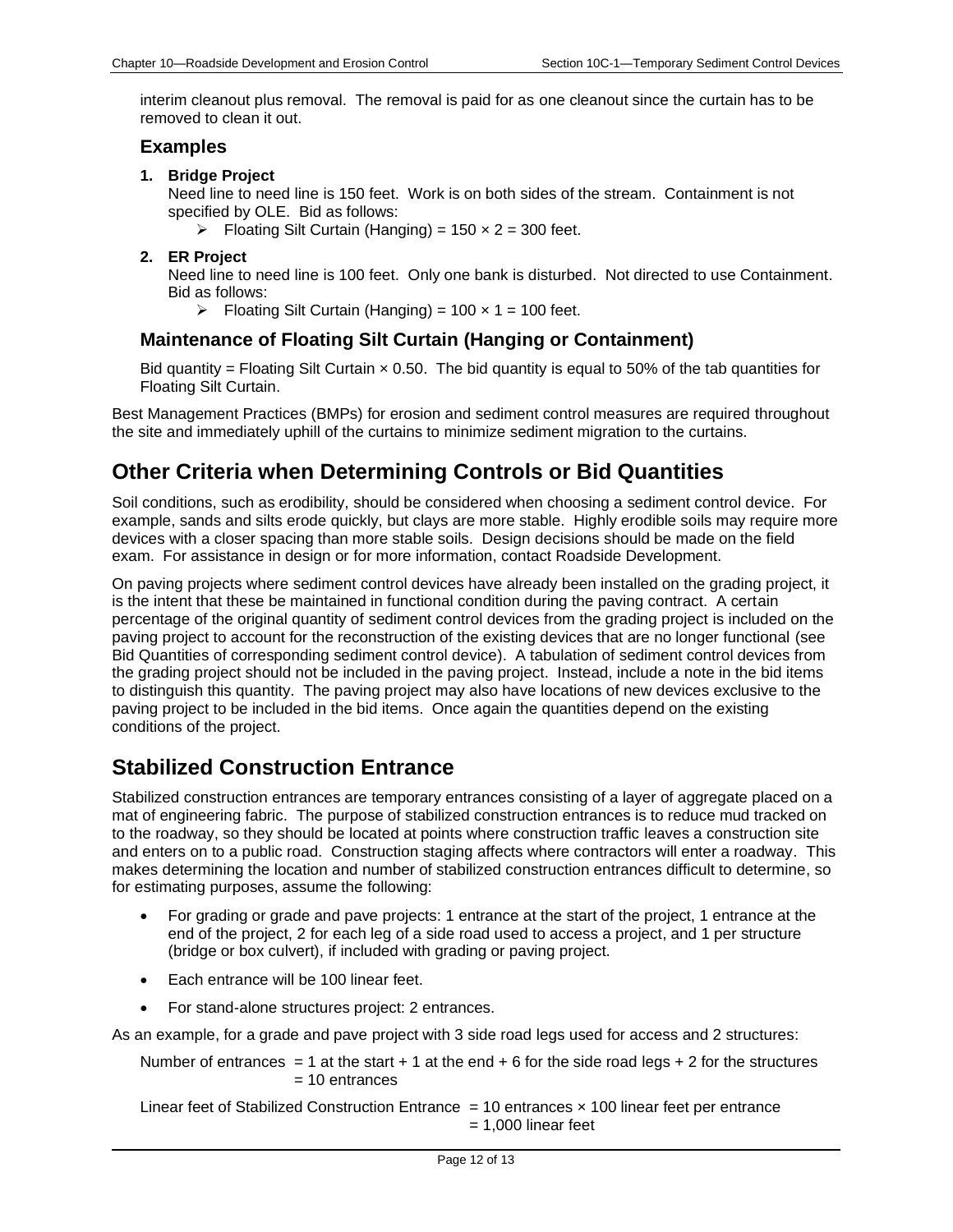interim cleanout plus removal. The removal is paid for as one cleanout since the curtain has to be removed to clean it out.

### Examples

1. **Bridge Project**
   Need line to need line is 150 feet. Work is on both sides of the stream. Containment is not specified by OLE. Bid as follows:
   - Floating Silt Curtain (Hanging) = $150 \times 2$ = 300 feet.

2. **ER Project**
   Need line to need line is 100 feet. Only one bank is disturbed. Not directed to use Containment. Bid as follows:
   - Floating Silt Curtain (Hanging) = $100 \times 1$ = 100 feet.

### Maintenance of Floating Silt Curtain (Hanging or Containment)

Bid quantity = Floating Silt Curtain × 0.50. The bid quantity is equal to 50% of the tab quantities for Floating Silt Curtain.

Best Management Practices (BMPs) for erosion and sediment control measures are required throughout the site and immediately uphill of the curtains to minimize sediment migration to the curtains.

## Other Criteria when Determining Controls or Bid Quantities

Soil conditions, such as erodibility, should be considered when choosing a sediment control device. For example, sands and silts erode quickly, but clays are more stable. Highly erodible soils may require more devices with a closer spacing than more stable soils. Design decisions should be made on the field exam. For assistance in design or for more information, contact Roadside Development.

On paving projects where sediment control devices have already been installed on the grading project, it is the intent that these be maintained in functional condition during the paving contract. A certain percentage of the original quantity of sediment control devices from the grading project is included on the paving project to account for the reconstruction of the existing devices that are no longer functional (see Bid Quantities of corresponding sediment control device). A tabulation of sediment control devices from the grading project should not be included in the paving project. Instead, include a note in the bid items to distinguish this quantity. The paving project may also have locations of new devices exclusive to the paving project to be included in the bid items. Once again the quantities depend on the existing conditions of the project.

## Stabilized Construction Entrance

Stabilized construction entrances are temporary entrances consisting of a layer of aggregate placed on a mat of engineering fabric. The purpose of stabilized construction entrances is to reduce mud tracked on to the roadway, so they should be located at points where construction traffic leaves a construction site and enters on to a public road. Construction staging affects where contractors will enter a roadway. This makes determining the location and number of stabilized construction entrances difficult to determine, so for estimating purposes, assume the following:

- For grading or grade and pave projects: 1 entrance at the start of the project, 1 entrance at the end of the project, 2 for each leg of a side road used to access a project, and 1 per structure (bridge or box culvert), if included with grading or paving project.
- Each entrance will be 100 linear feet.
- For stand-alone structures project: 2 entrances.

As an example, for a grade and pave project with 3 side road legs used for access and 2 structures:

Number of entrances = 1 at the start + 1 at the end + 6 for the side road legs + 2 for the structures
= 10 entrances

Linear feet of Stabilized Construction Entrance = 10 entrances × 100 linear feet per entrance
= 1,000 linear feet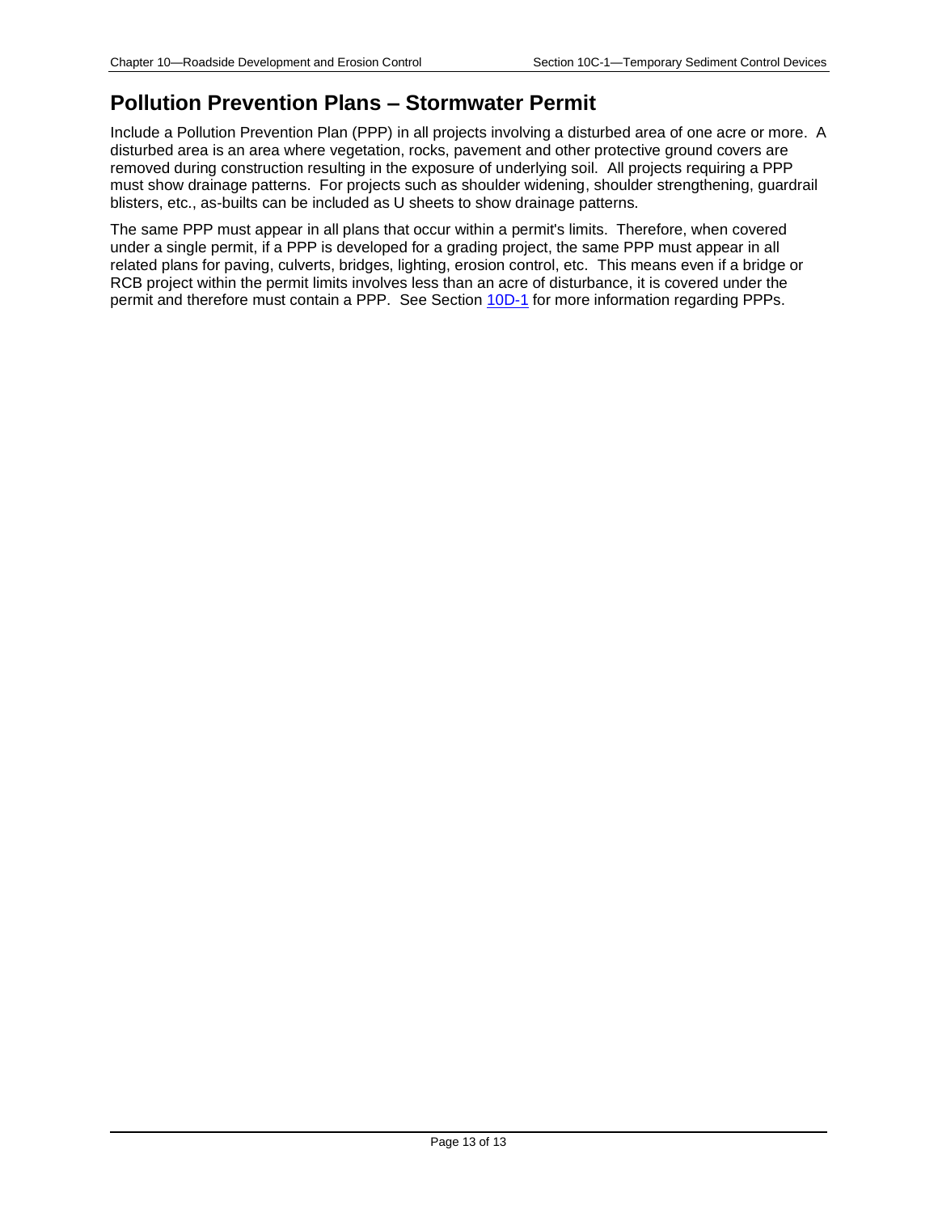## Pollution Prevention Plans – Stormwater Permit

Include a Pollution Prevention Plan (PPP) in all projects involving a disturbed area of one acre or more. A disturbed area is an area where vegetation, rocks, pavement and other protective ground covers are removed during construction resulting in the exposure of underlying soil. All projects requiring a PPP must show drainage patterns. For projects such as shoulder widening, shoulder strengthening, guardrail blisters, etc., as-builts can be included as U sheets to show drainage patterns.

The same PPP must appear in all plans that occur within a permit's limits. Therefore, when covered under a single permit, if a PPP is developed for a grading project, the same PPP must appear in all related plans for paving, culverts, bridges, lighting, erosion control, etc. This means even if a bridge or RCB project within the permit limits involves less than an acre of disturbance, it is covered under the permit and therefore must contain a PPP. See Section 10D-1 for more information regarding PPPs.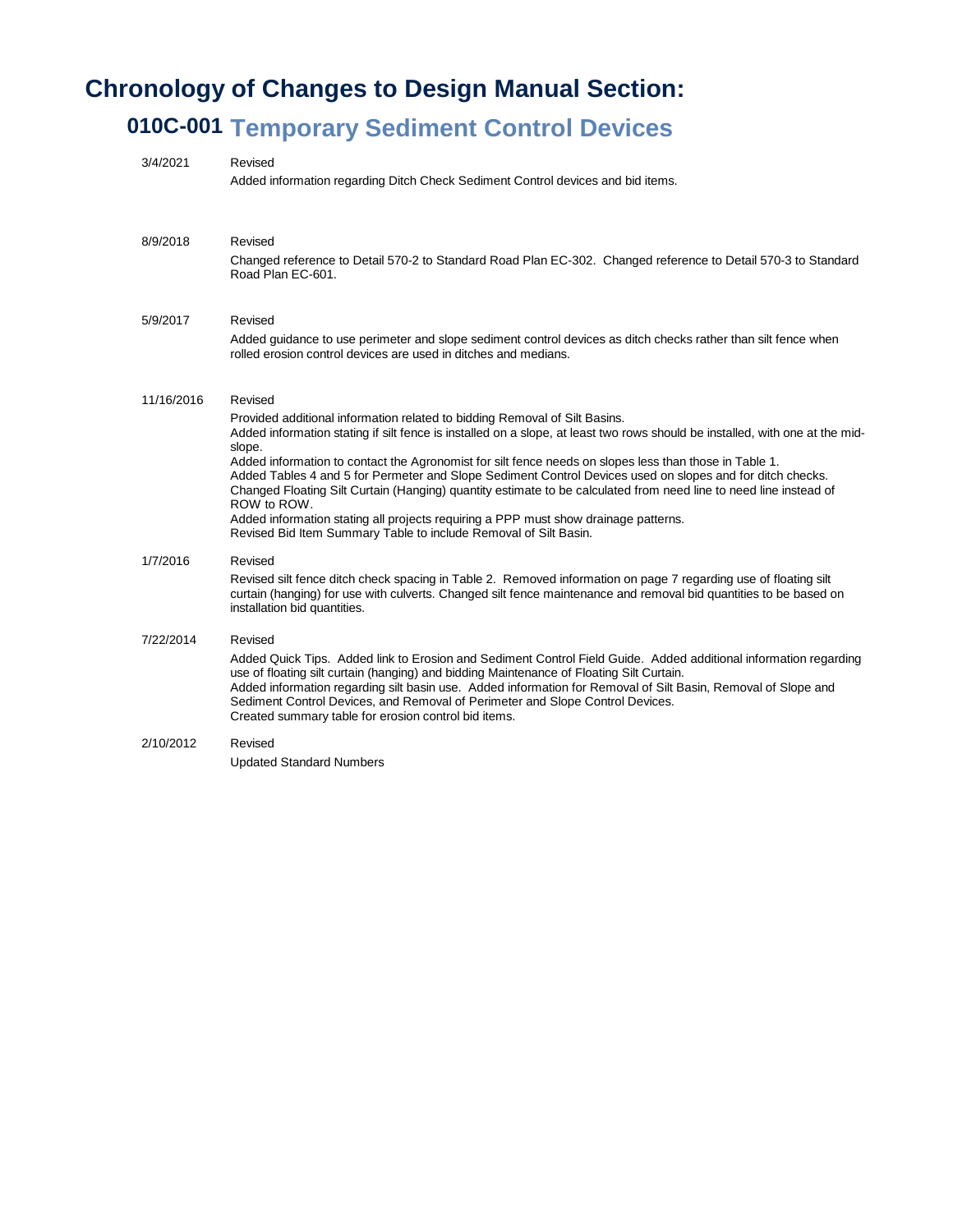# Chronology of Changes to Design Manual Section:

## 010C-001 Temporary Sediment Control Devices

**3/4/2021** Revised

Added information regarding Ditch Check Sediment Control devices and bid items.

**8/9/2018** Revised

Changed reference to Detail 570-2 to Standard Road Plan EC-302. Changed reference to Detail 570-3 to Standard Road Plan EC-601.

**5/9/2017** Revised

Added guidance to use perimeter and slope sediment control devices as ditch checks rather than silt fence when rolled erosion control devices are used in ditches and medians.

**11/16/2016** Revised

Provided additional information related to bidding Removal of Silt Basins.
Added information stating if silt fence is installed on a slope, at least two rows should be installed, with one at the mid-slope.
Added information to contact the Agronomist for silt fence needs on slopes less than those in Table 1.
Added Tables 4 and 5 for Permeter and Slope Sediment Control Devices used on slopes and for ditch checks.
Changed Floating Silt Curtain (Hanging) quantity estimate to be calculated from need line to need line instead of ROW to ROW.
Added information stating all projects requiring a PPP must show drainage patterns.
Revised Bid Item Summary Table to include Removal of Silt Basin.

**1/7/2016** Revised

Revised silt fence ditch check spacing in Table 2. Removed information on page 7 regarding use of floating silt curtain (hanging) for use with culverts. Changed silt fence maintenance and removal bid quantities to be based on installation bid quantities.

**7/22/2014** Revised

Added Quick Tips. Added link to Erosion and Sediment Control Field Guide. Added additional information regarding use of floating silt curtain (hanging) and bidding Maintenance of Floating Silt Curtain.
Added information regarding silt basin use. Added information for Removal of Silt Basin, Removal of Slope and Sediment Control Devices, and Removal of Perimeter and Slope Control Devices.
Created summary table for erosion control bid items.

**2/10/2012** Revised

Updated Standard Numbers